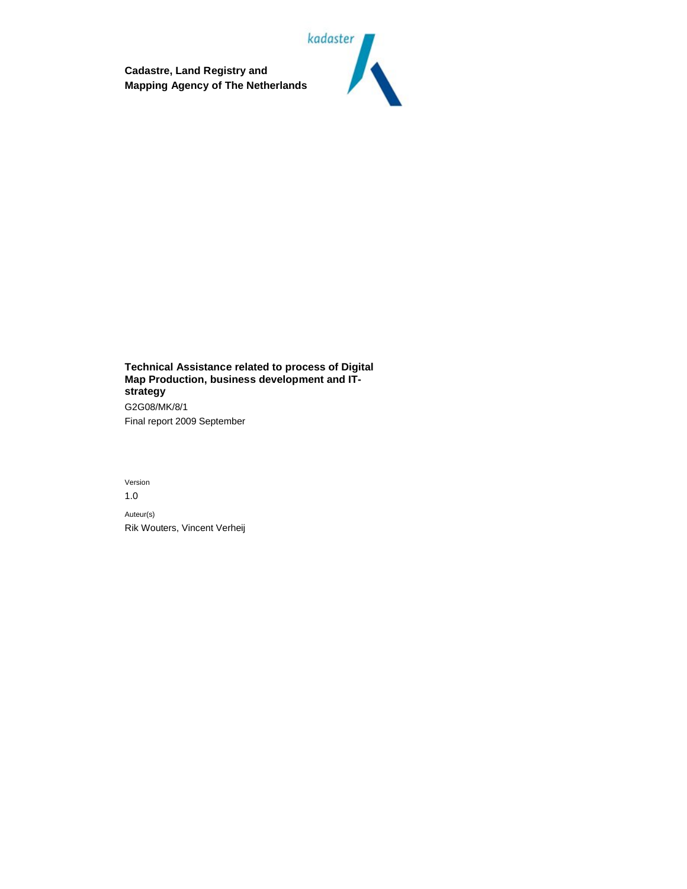kadaster

**Cadastre, Land Registry and Mapping Agency of The Netherlands**

# Technical Assistance related to process of Digital Map Production, business development and IT-strategy

G2G08/MK/8/1

Final report 2009 September

Version

1.0

Auteur(s)

Rik Wouters, Vincent Verheij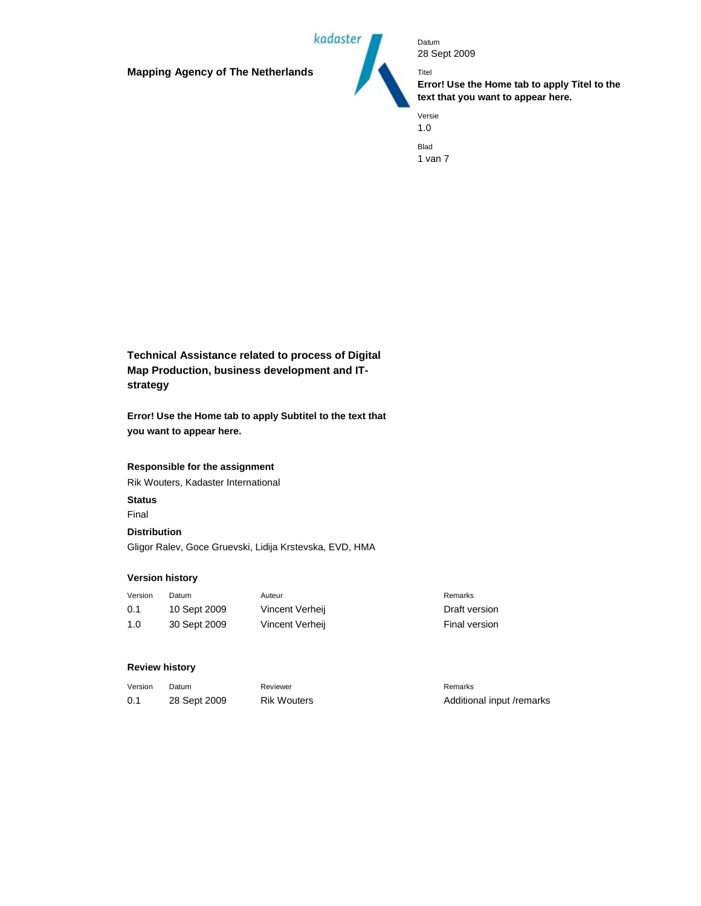**Mapping Agency of The Netherlands**

Datum
28 Sept 2009

Titel
**Error! Use the Home tab to apply Titel to the text that you want to appear here.**

Versie
1.0

Blad
1 van 7

## Technical Assistance related to process of Digital Map Production, business development and IT-strategy

**Error! Use the Home tab to apply Subtitel to the text that you want to appear here.**

**Responsible for the assignment**

Rik Wouters, Kadaster International

**Status**

Final

**Distribution**

Gligor Ralev, Goce Gruevski, Lidija Krstevska, EVD, HMA

**Version history**

| Version | Datum | Auteur | Remarks |
|---|---|---|---|
| 0.1 | 10 Sept 2009 | Vincent Verheij | Draft version |
| 1.0 | 30 Sept 2009 | Vincent Verheij | Final version |

**Review history**

| Version | Datum | Reviewer | Remarks |
|---|---|---|---|
| 0.1 | 28 Sept 2009 | Rik Wouters | Additional input /remarks |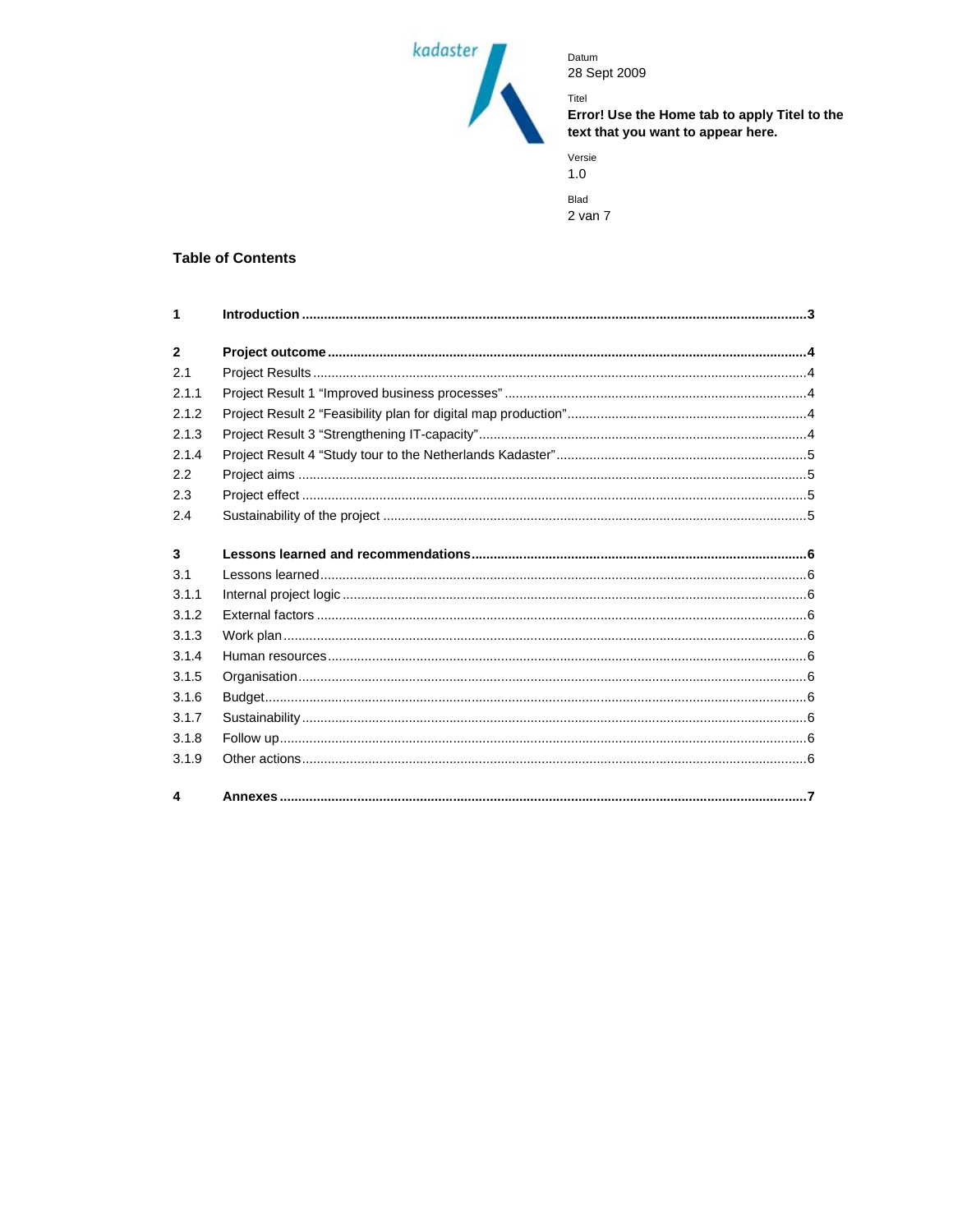Datum
28 Sept 2009

Titel
**Error! Use the Home tab to apply Titel to the text that you want to appear here.**

Versie
1.0

## Table of Contents

| | | |
|---|---|---|
| **1** | **Introduction** | **3** |
| **2** | **Project outcome** | **4** |
| 2.1 | Project Results | 4 |
| 2.1.1 | Project Result 1 "Improved business processes" | 4 |
| 2.1.2 | Project Result 2 "Feasibility plan for digital map production" | 4 |
| 2.1.3 | Project Result 3 "Strengthening IT-capacity" | 4 |
| 2.1.4 | Project Result 4 "Study tour to the Netherlands Kadaster" | 5 |
| 2.2 | Project aims | 5 |
| 2.3 | Project effect | 5 |
| 2.4 | Sustainability of the project | 5 |
| **3** | **Lessons learned and recommendations** | **6** |
| 3.1 | Lessons learned | 6 |
| 3.1.1 | Internal project logic | 6 |
| 3.1.2 | External factors | 6 |
| 3.1.3 | Work plan | 6 |
| 3.1.4 | Human resources | 6 |
| 3.1.5 | Organisation | 6 |
| 3.1.6 | Budget | 6 |
| 3.1.7 | Sustainability | 6 |
| 3.1.8 | Follow up | 6 |
| 3.1.9 | Other actions | 6 |
| **4** | **Annexes** | **7** |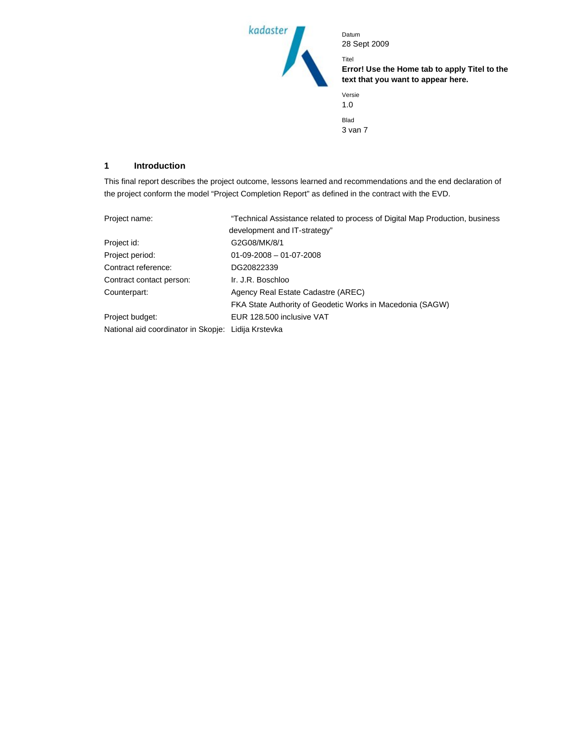# 1 Introduction

This final report describes the project outcome, lessons learned and recommendations and the end declaration of the project conform the model "Project Completion Report" as defined in the contract with the EVD.

| | |
|---|---|
| Project name: | "Technical Assistance related to process of Digital Map Production, business development and IT-strategy" |
| Project id: | G2G08/MK/8/1 |
| Project period: | 01-09-2008 – 01-07-2008 |
| Contract reference: | DG20822339 |
| Contract contact person: | Ir. J.R. Boschloo |
| Counterpart: | Agency Real Estate Cadastre (AREC)<br>FKA State Authority of Geodetic Works in Macedonia (SAGW) |
| Project budget: | EUR 128.500 inclusive VAT |
| National aid coordinator in Skopje: | Lidija Krstevka |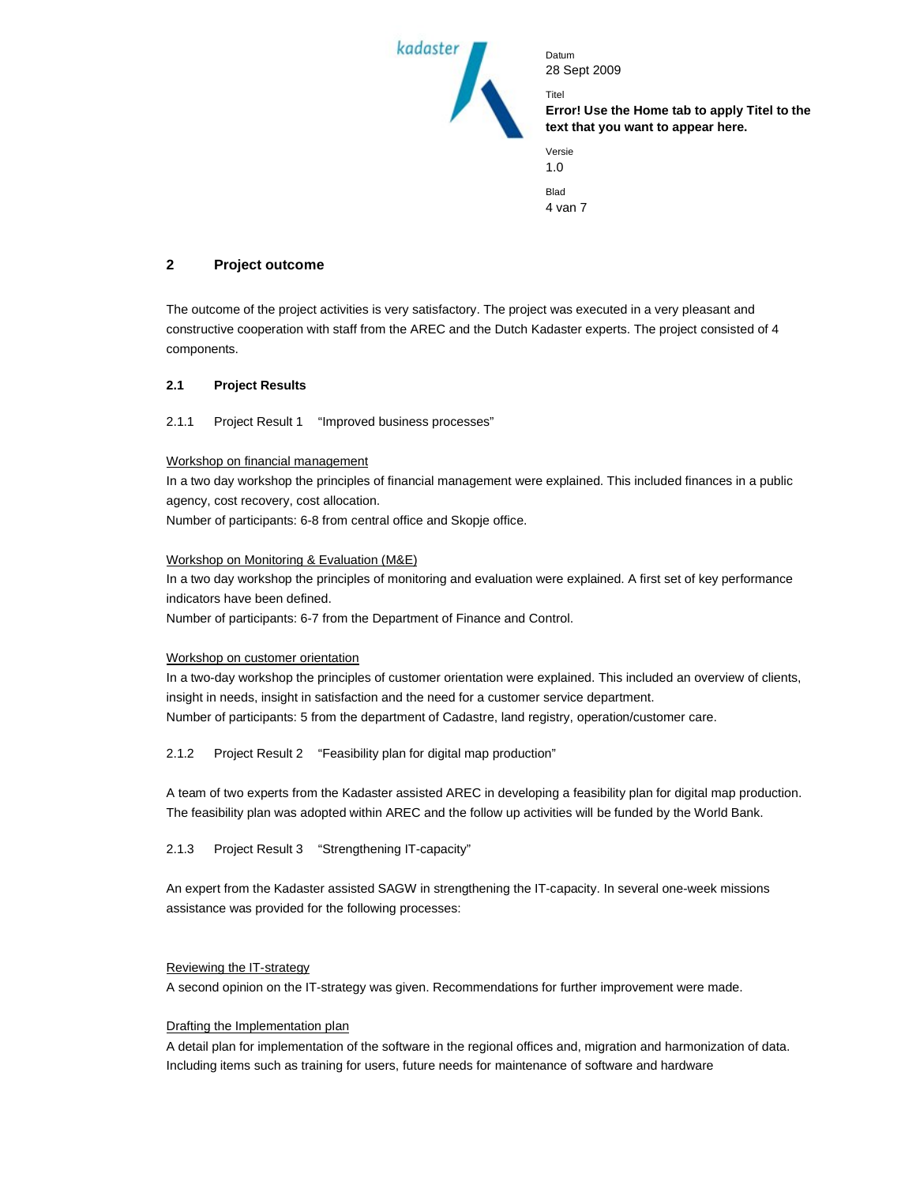## 2 Project outcome

The outcome of the project activities is very satisfactory. The project was executed in a very pleasant and constructive cooperation with staff from the AREC and the Dutch Kadaster experts. The project consisted of 4 components.

### 2.1 Project Results

#### 2.1.1 Project Result 1 "Improved business processes"

Workshop on financial management

In a two day workshop the principles of financial management were explained. This included finances in a public agency, cost recovery, cost allocation.
Number of participants: 6-8 from central office and Skopje office.

Workshop on Monitoring & Evaluation (M&E)

In a two day workshop the principles of monitoring and evaluation were explained. A first set of key performance indicators have been defined.
Number of participants: 6-7 from the Department of Finance and Control.

Workshop on customer orientation

In a two-day workshop the principles of customer orientation were explained. This included an overview of clients, insight in needs, insight in satisfaction and the need for a customer service department.
Number of participants: 5 from the department of Cadastre, land registry, operation/customer care.

#### 2.1.2 Project Result 2 "Feasibility plan for digital map production"

A team of two experts from the Kadaster assisted AREC in developing a feasibility plan for digital map production. The feasibility plan was adopted within AREC and the follow up activities will be funded by the World Bank.

#### 2.1.3 Project Result 3 "Strengthening IT-capacity"

An expert from the Kadaster assisted SAGW in strengthening the IT-capacity. In several one-week missions assistance was provided for the following processes:

Reviewing the IT-strategy

A second opinion on the IT-strategy was given. Recommendations for further improvement were made.

Drafting the Implementation plan

A detail plan for implementation of the software in the regional offices and, migration and harmonization of data. Including items such as training for users, future needs for maintenance of software and hardware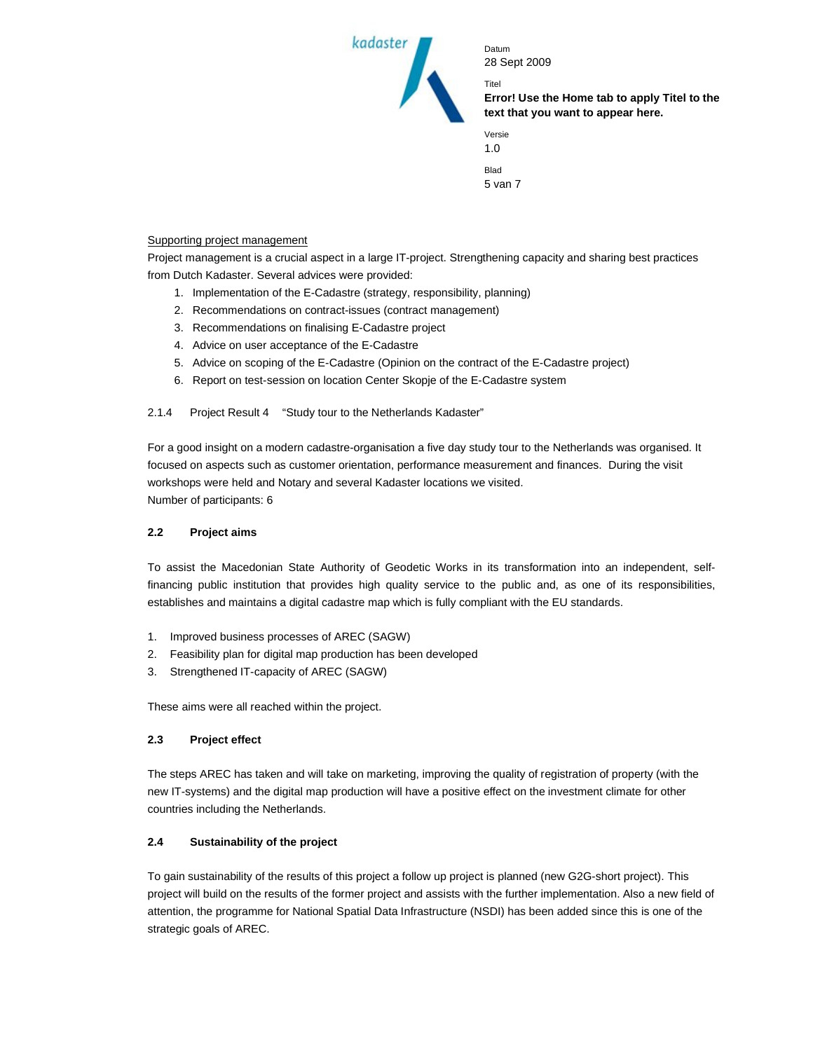Supporting project management

Project management is a crucial aspect in a large IT-project. Strengthening capacity and sharing best practices from Dutch Kadaster. Several advices were provided:

1. Implementation of the E-Cadastre (strategy, responsibility, planning)
2. Recommendations on contract-issues (contract management)
3. Recommendations on finalising E-Cadastre project
4. Advice on user acceptance of the E-Cadastre
5. Advice on scoping of the E-Cadastre (Opinion on the contract of the E-Cadastre project)
6. Report on test-session on location Center Skopje of the E-Cadastre system

#### 2.1.4 Project Result 4 "Study tour to the Netherlands Kadaster"

For a good insight on a modern cadastre-organisation a five day study tour to the Netherlands was organised. It focused on aspects such as customer orientation, performance measurement and finances. During the visit workshops were held and Notary and several Kadaster locations we visited.
Number of participants: 6

### 2.2 Project aims

To assist the Macedonian State Authority of Geodetic Works in its transformation into an independent, self-financing public institution that provides high quality service to the public and, as one of its responsibilities, establishes and maintains a digital cadastre map which is fully compliant with the EU standards.

1. Improved business processes of AREC (SAGW)
2. Feasibility plan for digital map production has been developed
3. Strengthened IT-capacity of AREC (SAGW)

These aims were all reached within the project.

### 2.3 Project effect

The steps AREC has taken and will take on marketing, improving the quality of registration of property (with the new IT-systems) and the digital map production will have a positive effect on the investment climate for other countries including the Netherlands.

### 2.4 Sustainability of the project

To gain sustainability of the results of this project a follow up project is planned (new G2G-short project). This project will build on the results of the former project and assists with the further implementation. Also a new field of attention, the programme for National Spatial Data Infrastructure (NSDI) has been added since this is one of the strategic goals of AREC.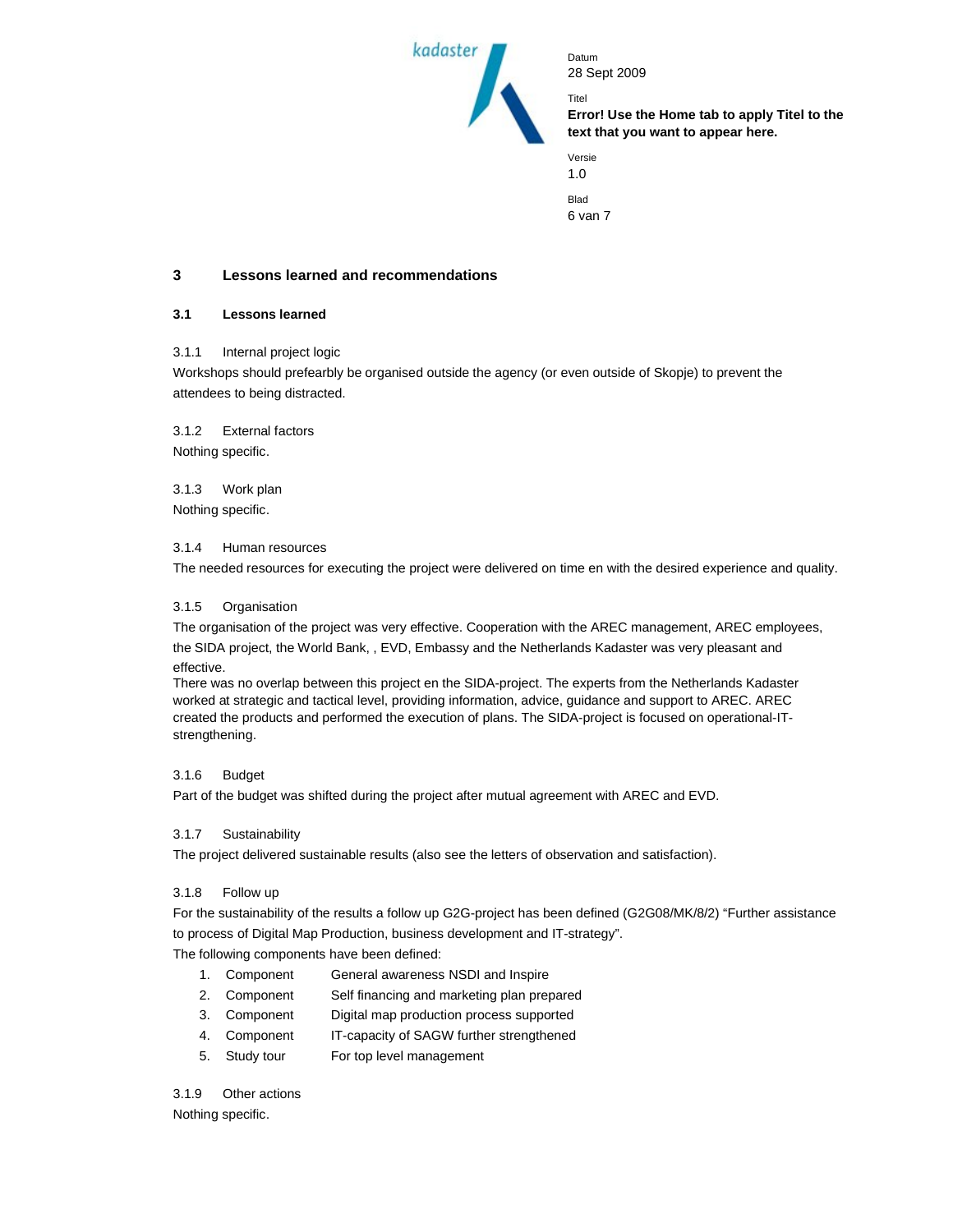# 3 Lessons learned and recommendations

## 3.1 Lessons learned

### 3.1.1 Internal project logic

Workshops should prefearbly be organised outside the agency (or even outside of Skopje) to prevent the attendees to being distracted.

### 3.1.2 External factors

Nothing specific.

### 3.1.3 Work plan

Nothing specific.

### 3.1.4 Human resources

The needed resources for executing the project were delivered on time en with the desired experience and quality.

### 3.1.5 Organisation

The organisation of the project was very effective. Cooperation with the AREC management, AREC employees, the SIDA project, the World Bank, , EVD, Embassy and the Netherlands Kadaster was very pleasant and effective.

There was no overlap between this project en the SIDA-project. The experts from the Netherlands Kadaster worked at strategic and tactical level, providing information, advice, guidance and support to AREC. AREC created the products and performed the execution of plans. The SIDA-project is focused on operational-IT-strengthening.

### 3.1.6 Budget

Part of the budget was shifted during the project after mutual agreement with AREC and EVD.

### 3.1.7 Sustainability

The project delivered sustainable results (also see the letters of observation and satisfaction).

### 3.1.8 Follow up

For the sustainability of the results a follow up G2G-project has been defined (G2G08/MK/8/2) “Further assistance to process of Digital Map Production, business development and IT-strategy”.

The following components have been defined:

1. Component General awareness NSDI and Inspire
2. Component Self financing and marketing plan prepared
3. Component Digital map production process supported
4. Component IT-capacity of SAGW further strengthened
5. Study tour For top level management

### 3.1.9 Other actions

Nothing specific.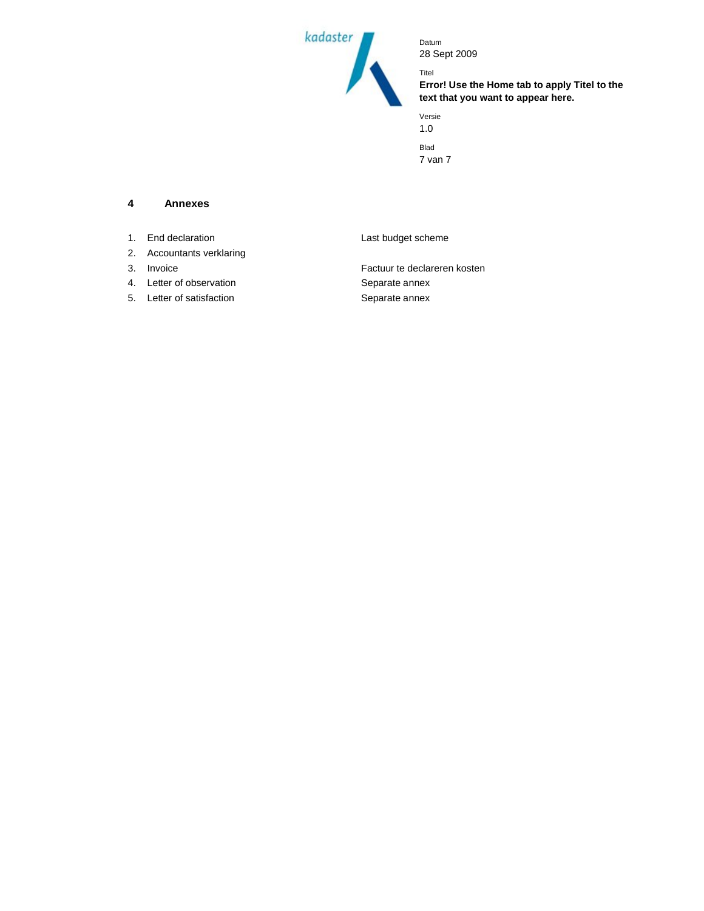## 4 Annexes

| | | |
|---|---|---|
| 1. | End declaration | Last budget scheme |
| 2. | Accountants verklaring | |
| 3. | Invoice | Factuur te declareren kosten |
| 4. | Letter of observation | Separate annex |
| 5. | Letter of satisfaction | Separate annex |